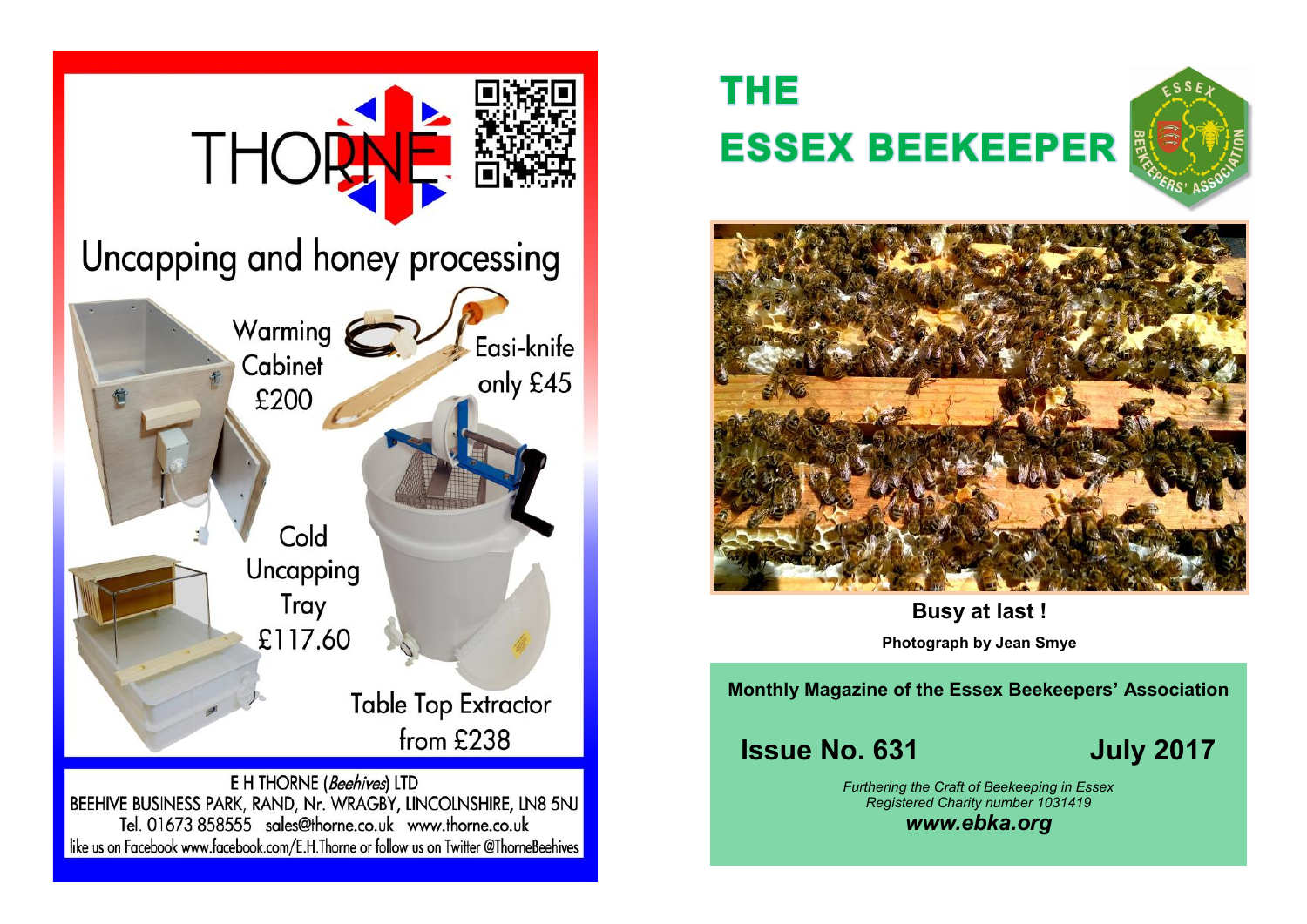THORNE

# Uncapping and honey processing

Warming Cabinet £200

Easi-knife only £45

Cold Uncapping Tray £117.60

Table Top Extractor from £238

E H THORNE (*Beehives*) LTD
BEEHIVE BUSINESS PARK, RAND, Nr. WRAGBY, LINCOLNSHIRE, LN8 5NJ
Tel. 01673 858555 sales@thorne.co.uk www.thorne.co.uk
like us on Facebook www.facebook.com/E.H.Thorne or follow us on Twitter @ThorneBeehives

# THE ESSEX BEEKEEPER

ESSEX BEEKEEPERS' ASSOCIATION

**Busy at last !**

**Photograph by Jean Smye**

**Monthly Magazine of the Essex Beekeepers' Association**

## Issue No. 631 July 2017

*Furthering the Craft of Beekeeping in Essex*
*Registered Charity number 1031419*

***www.ebka.org***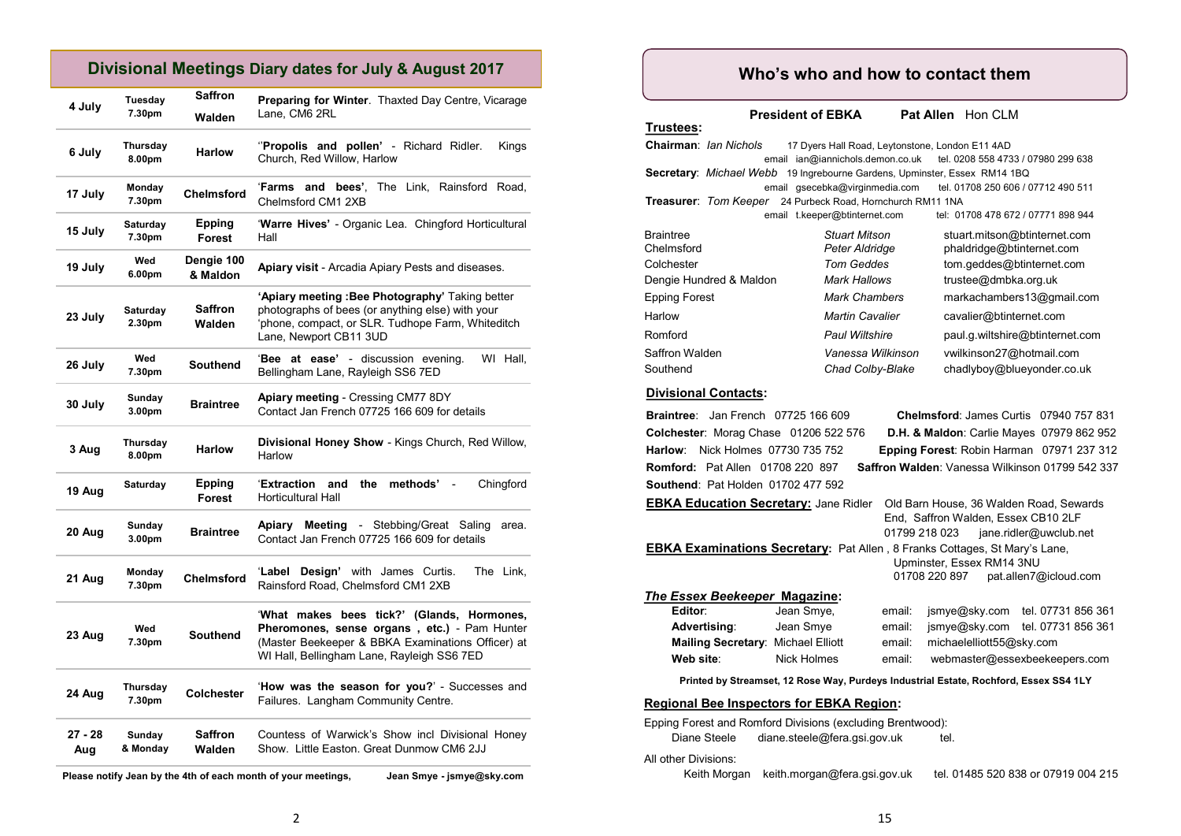## Divisional Meetings Diary dates for July & August 2017

| Date | Day/Time | Division | Event |
|---|---|---|---|
| 4 July | Tuesday 7.30pm | Saffron Walden | **Preparing for Winter**. Thaxted Day Centre, Vicarage Lane, CM6 2RL |
| 6 July | Thursday 8.00pm | Harlow | ''**Propolis and pollen'** - Richard Ridler. Kings Church, Red Willow, Harlow |
| 17 July | Monday 7.30pm | Chelmsford | '**Farms and bees'**, The Link, Rainsford Road, Chelmsford CM1 2XB |
| 15 July | Saturday 7.30pm | Epping Forest | '**Warre Hives'** - Organic Lea. Chingford Horticultural Hall |
| 19 July | Wed 6.00pm | Dengie 100 & Maldon | **Apiary visit** - Arcadia Apiary Pests and diseases. |
| 23 July | Saturday 2.30pm | Saffron Walden | **'Apiary meeting :Bee Photography'** Taking better photographs of bees (or anything else) with your 'phone, compact, or SLR. Tudhope Farm, Whiteditch Lane, Newport CB11 3UD |
| 26 July | Wed 7.30pm | Southend | '**Bee at ease'** - discussion evening. WI Hall, Bellingham Lane, Rayleigh SS6 7ED |
| 30 July | Sunday 3.00pm | Braintree | **Apiary meeting** - Cressing CM77 8DY Contact Jan French 07725 166 609 for details |
| 3 Aug | Thursday 8.00pm | Harlow | **Divisional Honey Show** - Kings Church, Red Willow, Harlow |
| 19 Aug | Saturday | Epping Forest | '**Extraction and the methods'** - Chingford Horticultural Hall |
| 20 Aug | Sunday 3.00pm | Braintree | **Apiary Meeting** - Stebbing/Great Saling area. Contact Jan French 07725 166 609 for details |
| 21 Aug | Monday 7.30pm | Chelmsford | '**Label Design'** with James Curtis. The Link, Rainsford Road, Chelmsford CM1 2XB |
| 23 Aug | Wed 7.30pm | Southend | '**What makes bees tick?' (Glands, Hormones, Pheromones, sense organs , etc.)** - Pam Hunter (Essex Beekeeper & BBKA Examinations Officer) at WI Hall, Bellingham Lane, Rayleigh SS6 7ED |
| 24 Aug | Thursday 7.30pm | Colchester | '**How was the season for you?**' - Successes and Failures. Langham Community Centre. |
| 27 - 28 Aug | Sunday & Monday | Saffron Walden | Countess of Warwick's Show incl Divisional Honey Show. Little Easton. Great Dunmow CM6 2JJ |

**Please notify Jean by the 4th of each month of your meetings, Jean Smye - jsmye@sky.com**

## Who's who and how to contact them

**President of EBKA** **Pat Allen** Hon CLM

**Trustees:**

**Chairman**: *Ian Nichols* 17 Dyers Hall Road, Leytonstone, London E11 4AD
email ian@iannichols.demon.co.uk tel. 0208 558 4733 / 07980 299 638

**Secretary**: *Michael Webb* 19 Ingrebourne Gardens, Upminster, Essex RM14 1BQ
email gsecebka@virginmedia.com tel. 01708 250 606 / 07712 490 511

**Treasurer**: *Tom Keeper* 24 Purbeck Road, Hornchurch RM11 1NA
email t.keeper@btinternet.com tel: 01708 478 672 / 07771 898 944

| Division | Trustee | Email |
|---|---|---|
| Braintree | *Stuart Mitson* | stuart.mitson@btinternet.com |
| Chelmsford | *Peter Aldridge* | phaldridge@btinternet.com |
| Colchester | *Tom Geddes* | tom.geddes@btinternet.com |
| Dengie Hundred & Maldon | *Mark Hallows* | trustee@dmbka.org.uk |
| Epping Forest | *Mark Chambers* | markachambers13@gmail.com |
| Harlow | *Martin Cavalier* | cavalier@btinternet.com |
| Romford | *Paul Wiltshire* | paul.g.wiltshire@btinternet.com |
| Saffron Walden | *Vanessa Wilkinson* | vwilkinson27@hotmail.com |
| Southend | *Chad Colby-Blake* | chadlyboy@blueyonder.co.uk |

**Divisional Contacts:**

**Braintree**: Jan French 07725 166 609
**Chelmsford**: James Curtis 07940 757 831
**Colchester**: Morag Chase 01206 522 576
**D.H. & Maldon**: Carlie Mayes 07979 862 952
**Harlow**: Nick Holmes 07730 735 752
**Epping Forest**: Robin Harman 07971 237 312
**Romford:** Pat Allen 01708 220 897
**Saffron Walden**: Vanessa Wilkinson 01799 542 337
**Southend**: Pat Holden 01702 477 592

**EBKA Education Secretary:** Jane Ridler Old Barn House, 36 Walden Road, Sewards End, Saffron Walden, Essex CB10 2LF
01799 218 023 jane.ridler@uwclub.net

**EBKA Examinations Secretary:** Pat Allen , 8 Franks Cottages, St Mary's Lane, Upminster, Essex RM14 3NU
01708 220 897 pat.allen7@icloud.com

***The Essex Beekeeper* Magazine:**

| | | | |
|---|---|---|---|
| **Editor**: | Jean Smye, | email: jsmye@sky.com | tel. 07731 856 361 |
| **Advertising**: | Jean Smye | email: jsmye@sky.com | tel. 07731 856 361 |
| **Mailing Secretary**: | Michael Elliott | email: michaelelliott55@sky.com | |
| **Web site**: | Nick Holmes | email: webmaster@essexbeekeepers.com | |

**Printed by Streamset, 12 Rose Way, Purdeys Industrial Estate, Rochford, Essex SS4 1LY**

**Regional Bee Inspectors for EBKA Region:**

Epping Forest and Romford Divisions (excluding Brentwood):
Diane Steele diane.steele@fera.gsi.gov.uk tel.

All other Divisions:
Keith Morgan keith.morgan@fera.gsi.gov.uk tel. 01485 520 838 or 07919 004 215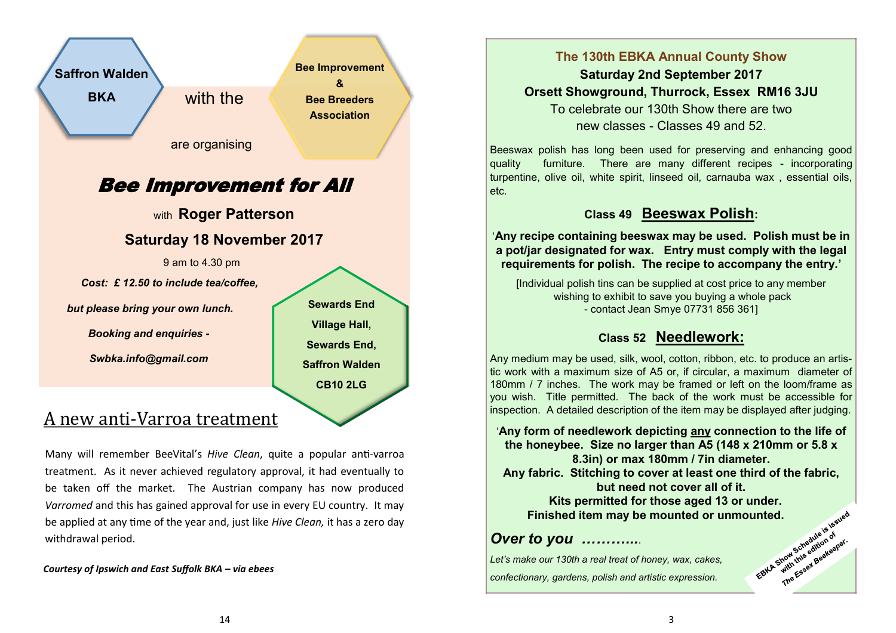**Saffron Walden BKA**

with the

**Bee Improvement & Bee Breeders Association**

are organising

# *Bee Improvement for All*

with **Roger Patterson**

**Saturday 18 November 2017**

9 am to 4.30 pm

***Cost: £ 12.50 to include tea/coffee,***

***but please bring your own lunch.***

***Booking and enquiries -***

***Swbka.info@gmail.com***

**Sewards End Village Hall, Sewards End, Saffron Walden CB10 2LG**

## A new anti-Varroa treatment

Many will remember BeeVital's *Hive Clean*, quite a popular anti-varroa treatment. As it never achieved regulatory approval, it had eventually to be taken off the market. The Austrian company has now produced *Varromed* and this has gained approval for use in every EU country. It may be applied at any time of the year and, just like *Hive Clean,* it has a zero day withdrawal period.

***Courtesy of Ipswich and East Suffolk BKA – via ebees***

## The 130th EBKA Annual County Show

**Saturday 2nd September 2017**

**Orsett Showground, Thurrock, Essex RM16 3JU**

To celebrate our 130th Show there are two new classes - Classes 49 and 52.

Beeswax polish has long been used for preserving and enhancing good quality furniture. There are many different recipes - incorporating turpentine, olive oil, white spirit, linseed oil, carnauba wax , essential oils, etc.

### Class 49 Beeswax Polish:

'**Any recipe containing beeswax may be used. Polish must be in a pot/jar designated for wax. Entry must comply with the legal requirements for polish. The recipe to accompany the entry.'**

[Individual polish tins can be supplied at cost price to any member wishing to exhibit to save you buying a whole pack - contact Jean Smye 07731 856 361]

### Class 52 Needlework:

Any medium may be used, silk, wool, cotton, ribbon, etc. to produce an artistic work with a maximum size of A5 or, if circular, a maximum diameter of 180mm / 7 inches. The work may be framed or left on the loom/frame as you wish. Title permitted. The back of the work must be accessible for inspection. A detailed description of the item may be displayed after judging.

'**Any form of needlework depicting any connection to the life of the honeybee. Size no larger than A5 (148 x 210mm or 5.8 x 8.3in) or max 180mm / 7in diameter.
Any fabric. Stitching to cover at least one third of the fabric, but need not cover all of it.
Kits permitted for those aged 13 or under.
Finished item may be mounted or unmounted.**

***Over to you ………..***

*Let's make our 130th a real treat of honey, wax, cakes, confectionary, gardens, polish and artistic expression.*

**EBKA Show Schedule is issued with this edition of The Essex Beekeeper.**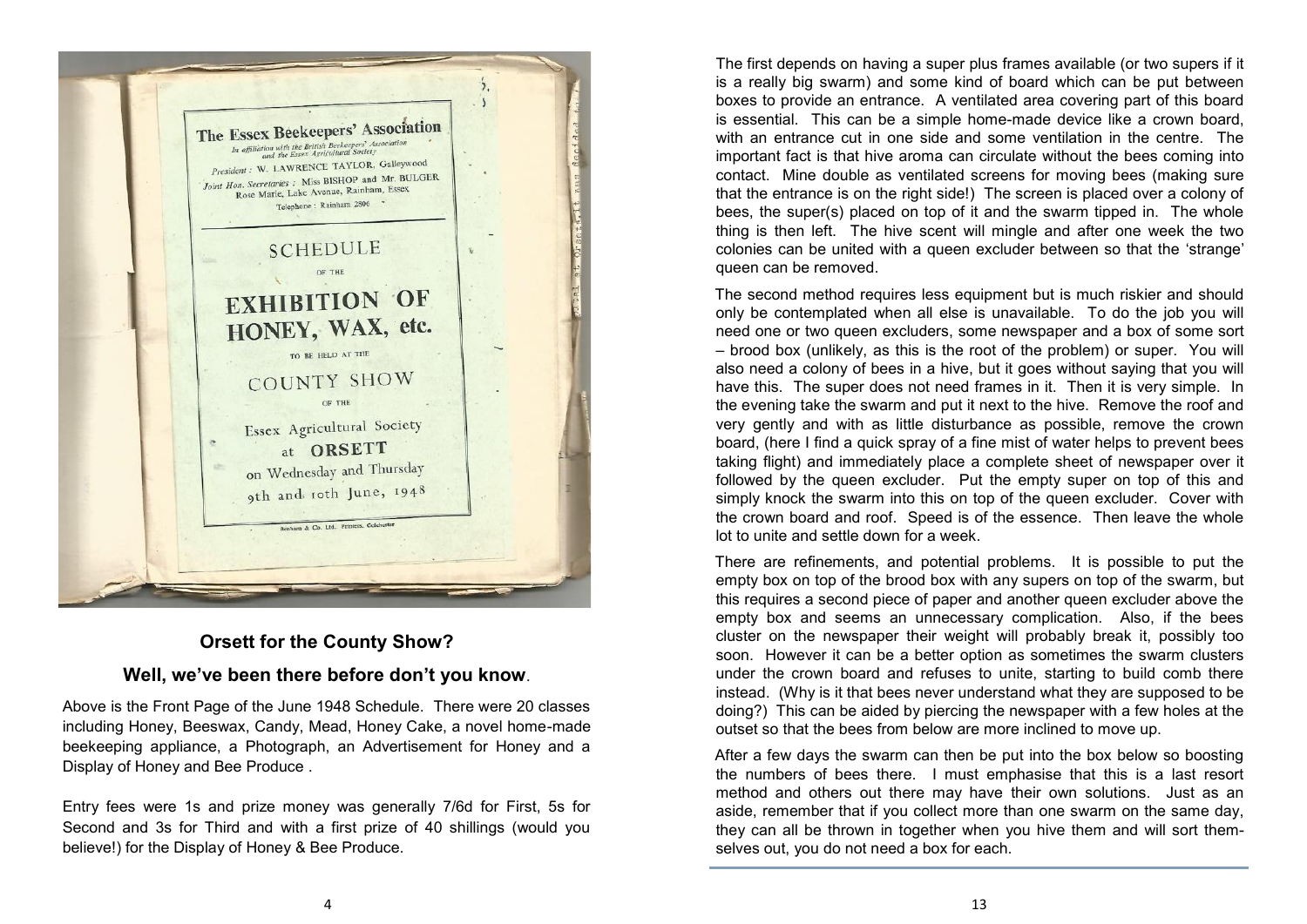The Essex Beekeepers' Association

*In affiliation with the British Beekeepers' Association and the Essex Agricultural Society*

*President*: W. LAWRENCE TAYLOR, Galleywood

*Joint Hon. Secretaries*: Miss BISHOP and Mr. BULGER
Rose Marie, Lake Avenue, Rainham, Essex
Telephone: Rainham 2806

SCHEDULE

OF THE

EXHIBITION OF HONEY, WAX, etc.

TO BE HELD AT THE

COUNTY SHOW

OF THE

Essex Agricultural Society

at ORSETT

on Wednesday and Thursday
9th and 10th June, 1948

Benham & Co. Ltd., Printers, Colchester

## Orsett for the County Show?

## Well, we've been there before don't you know.

Above is the Front Page of the June 1948 Schedule. There were 20 classes including Honey, Beeswax, Candy, Mead, Honey Cake, a novel home-made beekeeping appliance, a Photograph, an Advertisement for Honey and a Display of Honey and Bee Produce .

Entry fees were 1s and prize money was generally 7/6d for First, 5s for Second and 3s for Third and with a first prize of 40 shillings (would you believe!) for the Display of Honey & Bee Produce.

The first depends on having a super plus frames available (or two supers if it is a really big swarm) and some kind of board which can be put between boxes to provide an entrance. A ventilated area covering part of this board is essential. This can be a simple home-made device like a crown board, with an entrance cut in one side and some ventilation in the centre. The important fact is that hive aroma can circulate without the bees coming into contact. Mine double as ventilated screens for moving bees (making sure that the entrance is on the right side!) The screen is placed over a colony of bees, the super(s) placed on top of it and the swarm tipped in. The whole thing is then left. The hive scent will mingle and after one week the two colonies can be united with a queen excluder between so that the 'strange' queen can be removed.

The second method requires less equipment but is much riskier and should only be contemplated when all else is unavailable. To do the job you will need one or two queen excluders, some newspaper and a box of some sort – brood box (unlikely, as this is the root of the problem) or super. You will also need a colony of bees in a hive, but it goes without saying that you will have this. The super does not need frames in it. Then it is very simple. In the evening take the swarm and put it next to the hive. Remove the roof and very gently and with as little disturbance as possible, remove the crown board, (here I find a quick spray of a fine mist of water helps to prevent bees taking flight) and immediately place a complete sheet of newspaper over it followed by the queen excluder. Put the empty super on top of this and simply knock the swarm into this on top of the queen excluder. Cover with the crown board and roof. Speed is of the essence. Then leave the whole lot to unite and settle down for a week.

There are refinements, and potential problems. It is possible to put the empty box on top of the brood box with any supers on top of the swarm, but this requires a second piece of paper and another queen excluder above the empty box and seems an unnecessary complication. Also, if the bees cluster on the newspaper their weight will probably break it, possibly too soon. However it can be a better option as sometimes the swarm clusters under the crown board and refuses to unite, starting to build comb there instead. (Why is it that bees never understand what they are supposed to be doing?) This can be aided by piercing the newspaper with a few holes at the outset so that the bees from below are more inclined to move up.

After a few days the swarm can then be put into the box below so boosting the numbers of bees there. I must emphasise that this is a last resort method and others out there may have their own solutions. Just as an aside, remember that if you collect more than one swarm on the same day, they can all be thrown in together when you hive them and will sort themselves out, you do not need a box for each.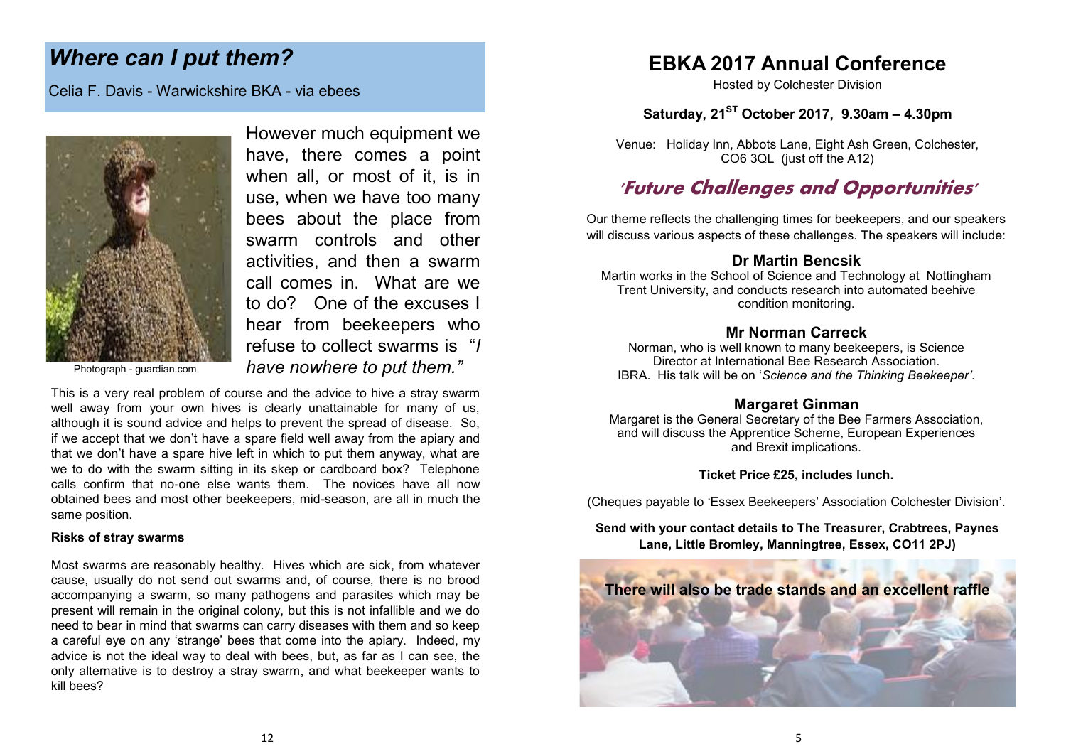## *Where can I put them?*

Celia F. Davis - Warwickshire BKA - via ebees

Photograph - guardian.com

However much equipment we have, there comes a point when all, or most of it, is in use, when we have too many bees about the place from swarm controls and other activities, and then a swarm call comes in. What are we to do? One of the excuses I hear from beekeepers who refuse to collect swarms is "*I have nowhere to put them.*"

This is a very real problem of course and the advice to hive a stray swarm well away from your own hives is clearly unattainable for many of us, although it is sound advice and helps to prevent the spread of disease. So, if we accept that we don't have a spare field well away from the apiary and that we don't have a spare hive left in which to put them anyway, what are we to do with the swarm sitting in its skep or cardboard box? Telephone calls confirm that no-one else wants them. The novices have all now obtained bees and most other beekeepers, mid-season, are all in much the same position.

**Risks of stray swarms**

Most swarms are reasonably healthy. Hives which are sick, from whatever cause, usually do not send out swarms and, of course, there is no brood accompanying a swarm, so many pathogens and parasites which may be present will remain in the original colony, but this is not infallible and we do need to bear in mind that swarms can carry diseases with them and so keep a careful eye on any 'strange' bees that come into the apiary. Indeed, my advice is not the ideal way to deal with bees, but, as far as I can see, the only alternative is to destroy a stray swarm, and what beekeeper wants to kill bees?

# EBKA 2017 Annual Conference

Hosted by Colchester Division

**Saturday, 21$^{ST}$ October 2017, 9.30am – 4.30pm**

Venue: Holiday Inn, Abbots Lane, Eight Ash Green, Colchester, CO6 3QL (just off the A12)

## *'Future Challenges and Opportunities'*

Our theme reflects the challenging times for beekeepers, and our speakers will discuss various aspects of these challenges. The speakers will include:

### Dr Martin Bencsik

Martin works in the School of Science and Technology at Nottingham Trent University, and conducts research into automated beehive condition monitoring.

### Mr Norman Carreck

Norman, who is well known to many beekeepers, is Science Director at International Bee Research Association. IBRA. His talk will be on '*Science and the Thinking Beekeeper'*.

### Margaret Ginman

Margaret is the General Secretary of the Bee Farmers Association, and will discuss the Apprentice Scheme, European Experiences and Brexit implications.

**Ticket Price £25, includes lunch.**

(Cheques payable to 'Essex Beekeepers' Association Colchester Division'.

**Send with your contact details to The Treasurer, Crabtrees, Paynes Lane, Little Bromley, Manningtree, Essex, CO11 2PJ)**

**There will also be trade stands and an excellent raffle**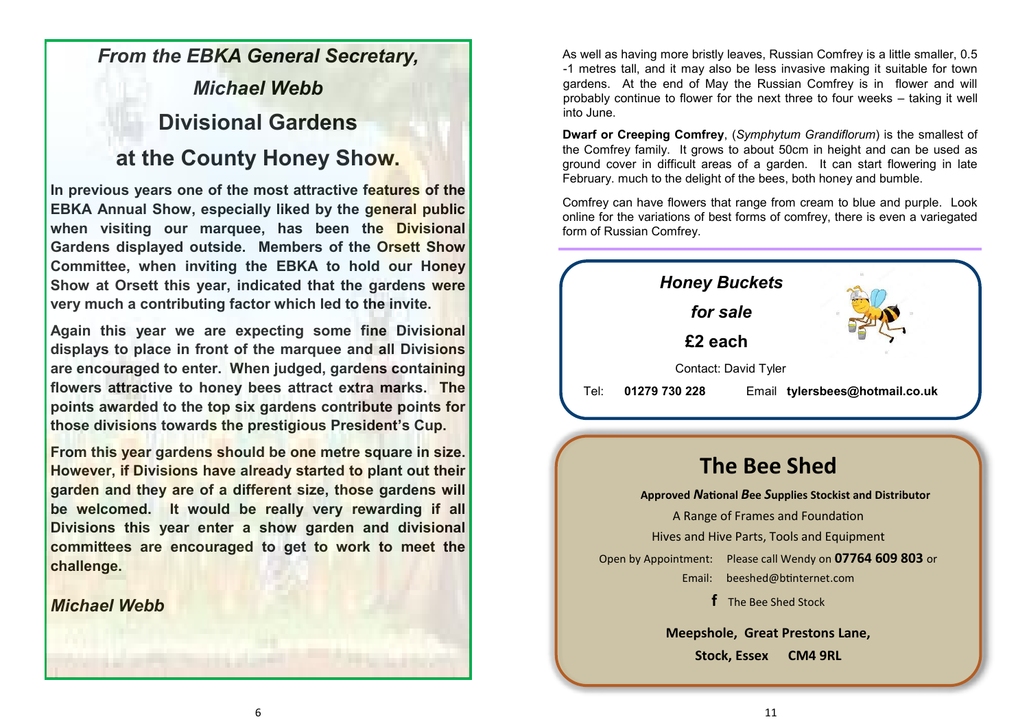## *From the EBKA General Secretary, Michael Webb*

# Divisional Gardens at the County Honey Show.

**In previous years one of the most attractive features of the EBKA Annual Show, especially liked by the general public when visiting our marquee, has been the Divisional Gardens displayed outside. Members of the Orsett Show Committee, when inviting the EBKA to hold our Honey Show at Orsett this year, indicated that the gardens were very much a contributing factor which led to the invite.**

**Again this year we are expecting some fine Divisional displays to place in front of the marquee and all Divisions are encouraged to enter. When judged, gardens containing flowers attractive to honey bees attract extra marks. The points awarded to the top six gardens contribute points for those divisions towards the prestigious President's Cup.**

**From this year gardens should be one metre square in size. However, if Divisions have already started to plant out their garden and they are of a different size, those gardens will be welcomed. It would be really very rewarding if all Divisions this year enter a show garden and divisional committees are encouraged to get to work to meet the challenge.**

***Michael Webb***

As well as having more bristly leaves, Russian Comfrey is a little smaller, 0.5 -1 metres tall, and it may also be less invasive making it suitable for town gardens. At the end of May the Russian Comfrey is in flower and will probably continue to flower for the next three to four weeks – taking it well into June.

**Dwarf or Creeping Comfrey**, (*Symphytum Grandiflorum*) is the smallest of the Comfrey family. It grows to about 50cm in height and can be used as ground cover in difficult areas of a garden. It can start flowering in late February. much to the delight of the bees, both honey and bumble.

Comfrey can have flowers that range from cream to blue and purple. Look online for the variations of best forms of comfrey, there is even a variegated form of Russian Comfrey.

---

***Honey Buckets***

***for sale***

**£2 each**

Contact: David Tyler

Tel: **01279 730 228** Email **tylersbees@hotmail.co.uk**

---

# The Bee Shed

**Approved *N*ational *B*ee *S*upplies Stockist and Distributor**

A Range of Frames and Foundation

Hives and Hive Parts, Tools and Equipment

Open by Appointment: Please call Wendy on **07764 609 803** or

Email: beeshed@btinternet.com

f The Bee Shed Stock

**Meepshole, Great Prestons Lane,**

**Stock, Essex CM4 9RL**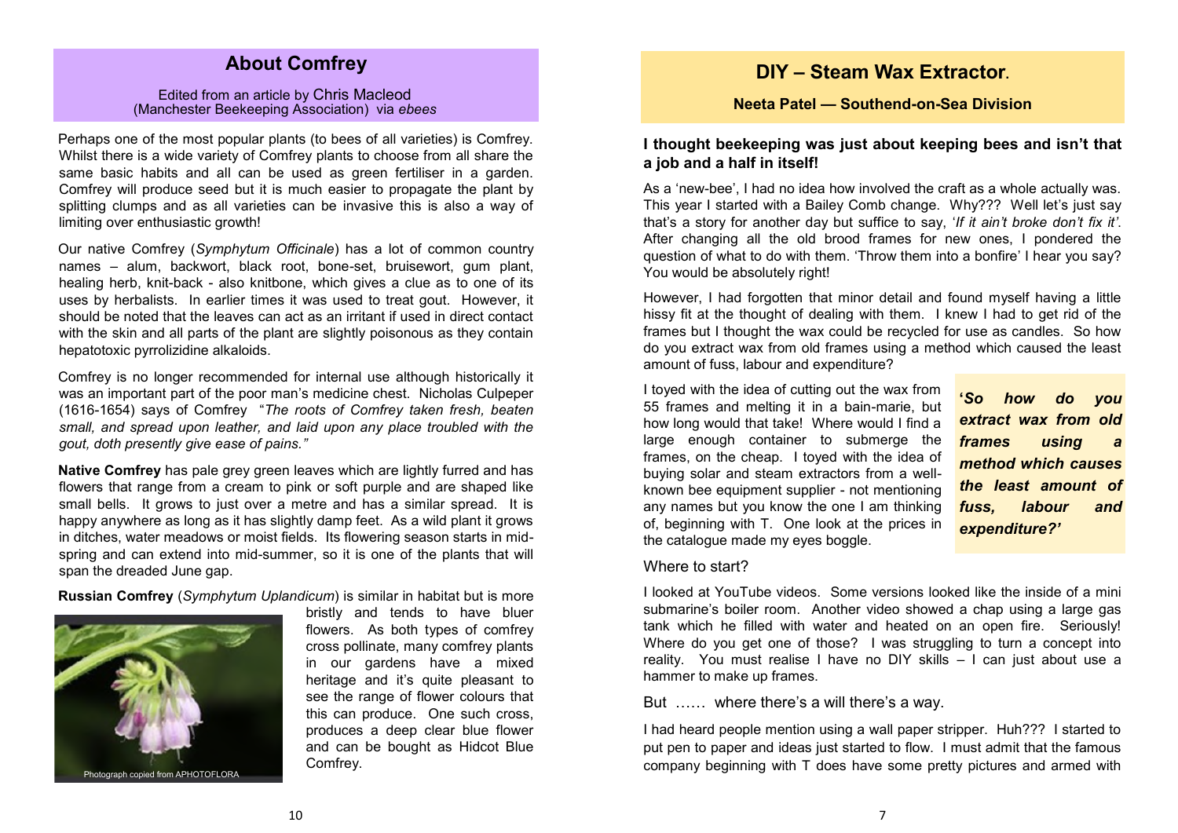## About Comfrey

Edited from an article by Chris Macleod (Manchester Beekeeping Association) via *ebees*

Perhaps one of the most popular plants (to bees of all varieties) is Comfrey. Whilst there is a wide variety of Comfrey plants to choose from all share the same basic habits and all can be used as green fertiliser in a garden. Comfrey will produce seed but it is much easier to propagate the plant by splitting clumps and as all varieties can be invasive this is also a way of limiting over enthusiastic growth!

Our native Comfrey (*Symphytum Officinale*) has a lot of common country names – alum, backwort, black root, bone-set, bruisewort, gum plant, healing herb, knit-back - also knitbone, which gives a clue as to one of its uses by herbalists. In earlier times it was used to treat gout. However, it should be noted that the leaves can act as an irritant if used in direct contact with the skin and all parts of the plant are slightly poisonous as they contain hepatotoxic pyrrolizidine alkaloids.

Comfrey is no longer recommended for internal use although historically it was an important part of the poor man's medicine chest. Nicholas Culpeper (1616-1654) says of Comfrey "*The roots of Comfrey taken fresh, beaten small, and spread upon leather, and laid upon any place troubled with the gout, doth presently give ease of pains.*"

**Native Comfrey** has pale grey green leaves which are lightly furred and has flowers that range from a cream to pink or soft purple and are shaped like small bells. It grows to just over a metre and has a similar spread. It is happy anywhere as long as it has slightly damp feet. As a wild plant it grows in ditches, water meadows or moist fields. Its flowering season starts in mid-spring and can extend into mid-summer, so it is one of the plants that will span the dreaded June gap.

**Russian Comfrey** (*Symphytum Uplandicum*) is similar in habitat but is more bristly and tends to have bluer flowers. As both types of comfrey cross pollinate, many comfrey plants in our gardens have a mixed heritage and it's quite pleasant to see the range of flower colours that this can produce. One such cross, produces a deep clear blue flower and can be bought as Hidcot Blue Comfrey.

Photograph copied from APHOTOFLORA

## DIY – Steam Wax Extractor.

**Neeta Patel — Southend-on-Sea Division**

**I thought beekeeping was just about keeping bees and isn't that a job and a half in itself!**

As a 'new-bee', I had no idea how involved the craft as a whole actually was. This year I started with a Bailey Comb change. Why??? Well let's just say that's a story for another day but suffice to say, '*If it ain't broke don't fix it'*. After changing all the old brood frames for new ones, I pondered the question of what to do with them. 'Throw them into a bonfire' I hear you say? You would be absolutely right!

However, I had forgotten that minor detail and found myself having a little hissy fit at the thought of dealing with them. I knew I had to get rid of the frames but I thought the wax could be recycled for use as candles. So how do you extract wax from old frames using a method which caused the least amount of fuss, labour and expenditure?

I toyed with the idea of cutting out the wax from 55 frames and melting it in a bain-marie, but how long would that take! Where would I find a large enough container to submerge the frames, on the cheap. I toyed with the idea of buying solar and steam extractors from a well-known bee equipment supplier - not mentioning any names but you know the one I am thinking of, beginning with T. One look at the prices in the catalogue made my eyes boggle.

> ***'So how do you extract wax from old frames using a method which causes the least amount of fuss, labour and expenditure?'***

Where to start?

I looked at YouTube videos. Some versions looked like the inside of a mini submarine's boiler room. Another video showed a chap using a large gas tank which he filled with water and heated on an open fire. Seriously! Where do you get one of those? I was struggling to turn a concept into reality. You must realise I have no DIY skills – I can just about use a hammer to make up frames.

But …… where there's a will there's a way.

I had heard people mention using a wall paper stripper. Huh??? I started to put pen to paper and ideas just started to flow. I must admit that the famous company beginning with T does have some pretty pictures and armed with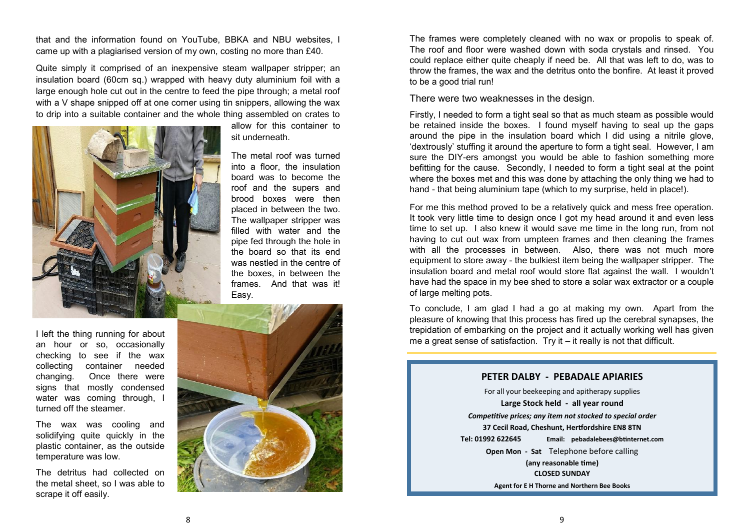that and the information found on YouTube, BBKA and NBU websites, I came up with a plagiarised version of my own, costing no more than £40.

Quite simply it comprised of an inexpensive steam wallpaper stripper; an insulation board (60cm sq.) wrapped with heavy duty aluminium foil with a large enough hole cut out in the centre to feed the pipe through; a metal roof with a V shape snipped off at one corner using tin snippers, allowing the wax to drip into a suitable container and the whole thing assembled on crates to allow for this container to sit underneath.

The metal roof was turned into a floor, the insulation board was to become the roof and the supers and brood boxes were then placed in between the two. The wallpaper stripper was filled with water and the pipe fed through the hole in the board so that its end was nestled in the centre of the boxes, in between the frames. And that was it! Easy.

I left the thing running for about an hour or so, occasionally checking to see if the wax collecting container needed changing. Once there were signs that mostly condensed water was coming through, I turned off the steamer.

The wax was cooling and solidifying quite quickly in the plastic container, as the outside temperature was low.

The detritus had collected on the metal sheet, so I was able to scrape it off easily.

The frames were completely cleaned with no wax or propolis to speak of. The roof and floor were washed down with soda crystals and rinsed. You could replace either quite cheaply if need be. All that was left to do, was to throw the frames, the wax and the detritus onto the bonfire. At least it proved to be a good trial run!

There were two weaknesses in the design.

Firstly, I needed to form a tight seal so that as much steam as possible would be retained inside the boxes. I found myself having to seal up the gaps around the pipe in the insulation board which I did using a nitrile glove, 'dextrously' stuffing it around the aperture to form a tight seal. However, I am sure the DIY-ers amongst you would be able to fashion something more befitting for the cause. Secondly, I needed to form a tight seal at the point where the boxes met and this was done by attaching the only thing we had to hand - that being aluminium tape (which to my surprise, held in place!).

For me this method proved to be a relatively quick and mess free operation. It took very little time to design once I got my head around it and even less time to set up. I also knew it would save me time in the long run, from not having to cut out wax from umpteen frames and then cleaning the frames with all the processes in between. Also, there was not much more equipment to store away - the bulkiest item being the wallpaper stripper. The insulation board and metal roof would store flat against the wall. I wouldn't have had the space in my bee shed to store a solar wax extractor or a couple of large melting pots.

To conclude, I am glad I had a go at making my own. Apart from the pleasure of knowing that this process has fired up the cerebral synapses, the trepidation of embarking on the project and it actually working well has given me a great sense of satisfaction. Try it – it really is not that difficult.

---

**PETER DALBY - PEBADALE APIARIES**

For all your beekeeping and apitherapy supplies

**Large Stock held - all year round**

***Competitive prices; any item not stocked to special order***

**37 Cecil Road, Cheshunt, Hertfordshire EN8 8TN**

**Tel: 01992 622645** **Email: pebadalebees@btinternet.com**

**Open Mon - Sat** Telephone before calling

**(any reasonable time)**

**CLOSED SUNDAY**

**Agent for E H Thorne and Northern Bee Books**